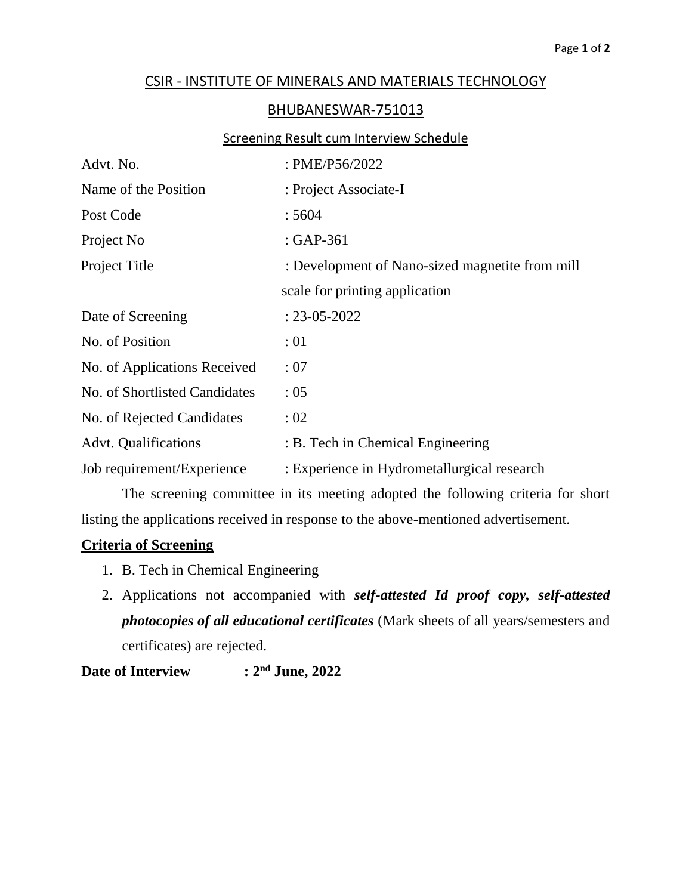## CSIR - INSTITUTE OF MINERALS AND MATERIALS TECHNOLOGY

## BHUBANESWAR-751013

### Screening Result cum Interview Schedule

| | |
|---|---|
| Advt. No. | : PME/P56/2022 |
| Name of the Position | : Project Associate-I |
| Post Code | : 5604 |
| Project No | : GAP-361 |
| Project Title | : Development of Nano-sized magnetite from mill scale for printing application |
| Date of Screening | : 23-05-2022 |
| No. of Position | : 01 |
| No. of Applications Received | : 07 |
| No. of Shortlisted Candidates | : 05 |
| No. of Rejected Candidates | : 02 |
| Advt. Qualifications | : B. Tech in Chemical Engineering |
| Job requirement/Experience | : Experience in Hydrometallurgical research |

The screening committee in its meeting adopted the following criteria for short listing the applications received in response to the above-mentioned advertisement.

**Criteria of Screening**

1. B. Tech in Chemical Engineering
2. Applications not accompanied with ***self-attested Id proof copy, self-attested photocopies of all educational certificates*** (Mark sheets of all years/semesters and certificates) are rejected.

**Date of Interview : 2nd June, 2022**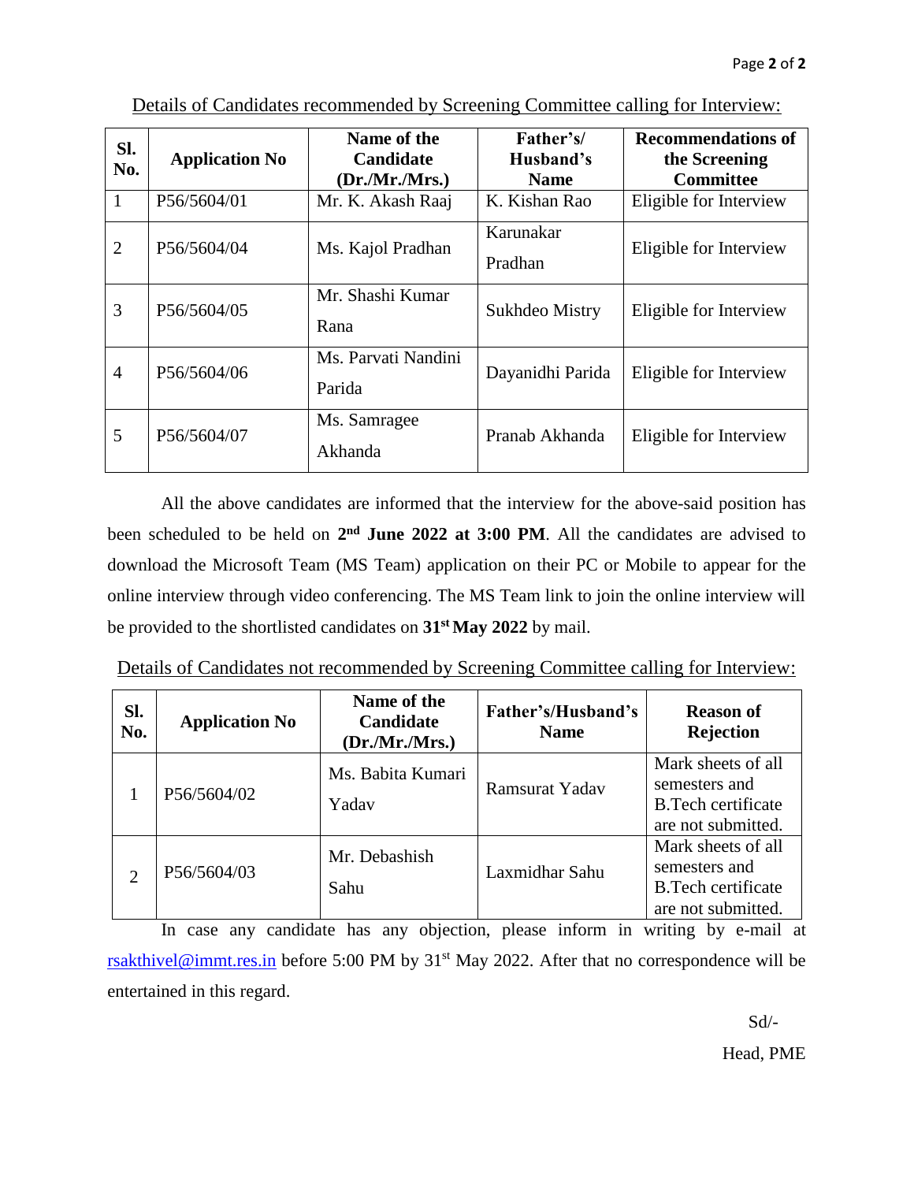<u>Details of Candidates recommended by Screening Committee calling for Interview:</u>

| Sl. No. | Application No | Name of the Candidate (Dr./Mr./Mrs.) | Father's/ Husband's Name | Recommendations of the Screening Committee |
|---|---|---|---|---|
| 1 | P56/5604/01 | Mr. K. Akash Raaj | K. Kishan Rao | Eligible for Interview |
| 2 | P56/5604/04 | Ms. Kajol Pradhan | Karunakar Pradhan | Eligible for Interview |
| 3 | P56/5604/05 | Mr. Shashi Kumar Rana | Sukhdeo Mistry | Eligible for Interview |
| 4 | P56/5604/06 | Ms. Parvati Nandini Parida | Dayanidhi Parida | Eligible for Interview |
| 5 | P56/5604/07 | Ms. Samragee Akhanda | Pranab Akhanda | Eligible for Interview |

All the above candidates are informed that the interview for the above-said position has been scheduled to be held on **2nd June 2022 at 3:00 PM**. All the candidates are advised to download the Microsoft Team (MS Team) application on their PC or Mobile to appear for the online interview through video conferencing. The MS Team link to join the online interview will be provided to the shortlisted candidates on **31st May 2022** by mail.

<u>Details of Candidates not recommended by Screening Committee calling for Interview:</u>

| Sl. No. | Application No | Name of the Candidate (Dr./Mr./Mrs.) | Father's/Husband's Name | Reason of Rejection |
|---|---|---|---|---|
| 1 | P56/5604/02 | Ms. Babita Kumari Yadav | Ramsurat Yadav | Mark sheets of all semesters and B.Tech certificate are not submitted. |
| 2 | P56/5604/03 | Mr. Debashish Sahu | Laxmidhar Sahu | Mark sheets of all semesters and B.Tech certificate are not submitted. |

In case any candidate has any objection, please inform in writing by e-mail at rsakthivel@immt.res.in before 5:00 PM by 31st May 2022. After that no correspondence will be entertained in this regard.

Sd/-

Head, PME